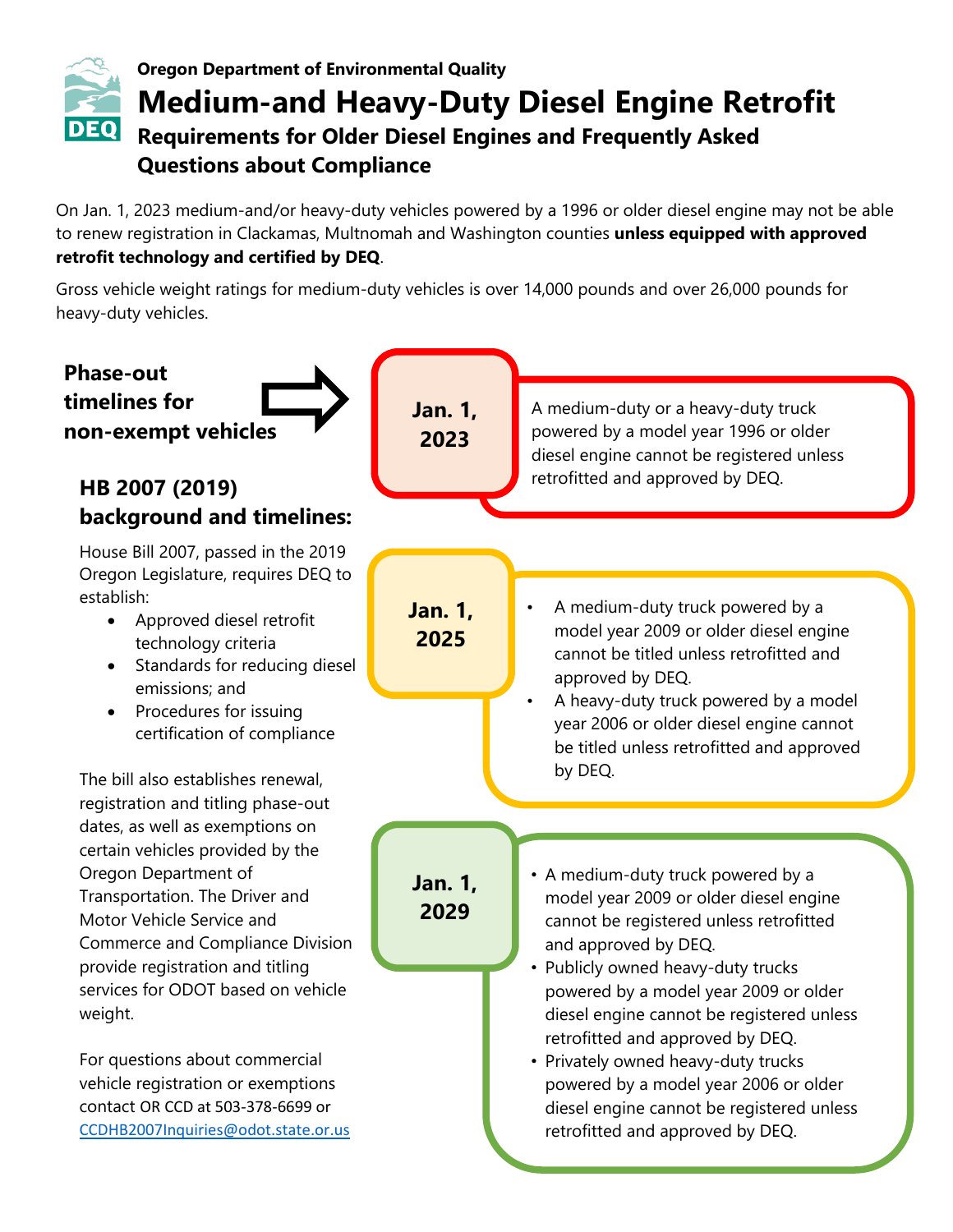Oregon Department of Environmental Quality

# Medium-and Heavy-Duty Diesel Engine Retrofit

## Requirements for Older Diesel Engines and Frequently Asked Questions about Compliance

On Jan. 1, 2023 medium-and/or heavy-duty vehicles powered by a 1996 or older diesel engine may not be able to renew registration in Clackamas, Multnomah and Washington counties **unless equipped with approved retrofit technology and certified by DEQ**.

Gross vehicle weight ratings for medium-duty vehicles is over 14,000 pounds and over 26,000 pounds for heavy-duty vehicles.

### Phase-out timelines for non-exempt vehicles

**Jan. 1, 2023**

A medium-duty or a heavy-duty truck powered by a model year 1996 or older diesel engine cannot be registered unless retrofitted and approved by DEQ.

**Jan. 1, 2025**

- A medium-duty truck powered by a model year 2009 or older diesel engine cannot be titled unless retrofitted and approved by DEQ.
- A heavy-duty truck powered by a model year 2006 or older diesel engine cannot be titled unless retrofitted and approved by DEQ.

**Jan. 1, 2029**

- A medium-duty truck powered by a model year 2009 or older diesel engine cannot be registered unless retrofitted and approved by DEQ.
- Publicly owned heavy-duty trucks powered by a model year 2009 or older diesel engine cannot be registered unless retrofitted and approved by DEQ.
- Privately owned heavy-duty trucks powered by a model year 2006 or older diesel engine cannot be registered unless retrofitted and approved by DEQ.

### HB 2007 (2019) background and timelines:

House Bill 2007, passed in the 2019 Oregon Legislature, requires DEQ to establish:

- Approved diesel retrofit technology criteria
- Standards for reducing diesel emissions; and
- Procedures for issuing certification of compliance

The bill also establishes renewal, registration and titling phase-out dates, as well as exemptions on certain vehicles provided by the Oregon Department of Transportation. The Driver and Motor Vehicle Service and Commerce and Compliance Division provide registration and titling services for ODOT based on vehicle weight.

For questions about commercial vehicle registration or exemptions contact OR CCD at 503-378-6699 or CCDHB2007Inquiries@odot.state.or.us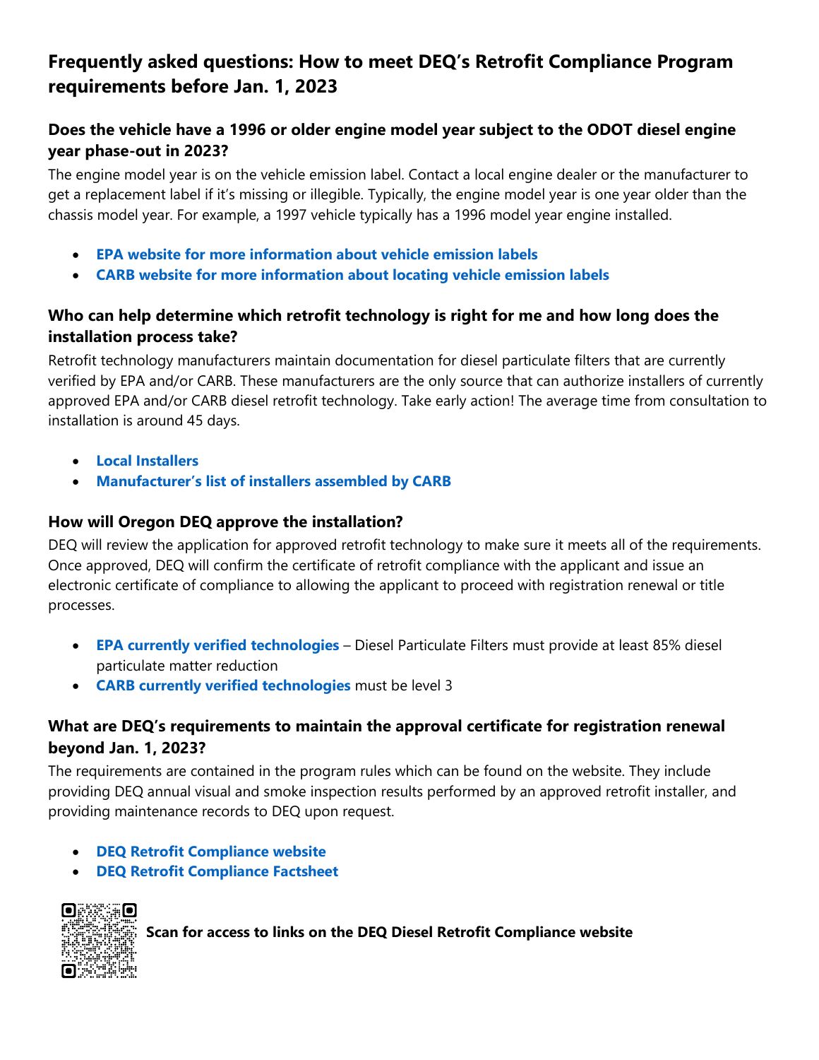## Frequently asked questions: How to meet DEQ's Retrofit Compliance Program requirements before Jan. 1, 2023

### Does the vehicle have a 1996 or older engine model year subject to the ODOT diesel engine year phase-out in 2023?

The engine model year is on the vehicle emission label. Contact a local engine dealer or the manufacturer to get a replacement label if it's missing or illegible. Typically, the engine model year is one year older than the chassis model year. For example, a 1997 vehicle typically has a 1996 model year engine installed.

- **EPA website for more information about vehicle emission labels**
- **CARB website for more information about locating vehicle emission labels**

### Who can help determine which retrofit technology is right for me and how long does the installation process take?

Retrofit technology manufacturers maintain documentation for diesel particulate filters that are currently verified by EPA and/or CARB. These manufacturers are the only source that can authorize installers of currently approved EPA and/or CARB diesel retrofit technology. Take early action! The average time from consultation to installation is around 45 days.

- **Local Installers**
- **Manufacturer's list of installers assembled by CARB**

### How will Oregon DEQ approve the installation?

DEQ will review the application for approved retrofit technology to make sure it meets all of the requirements. Once approved, DEQ will confirm the certificate of retrofit compliance with the applicant and issue an electronic certificate of compliance to allowing the applicant to proceed with registration renewal or title processes.

- **EPA currently verified technologies** – Diesel Particulate Filters must provide at least 85% diesel particulate matter reduction
- **CARB currently verified technologies** must be level 3

### What are DEQ's requirements to maintain the approval certificate for registration renewal beyond Jan. 1, 2023?

The requirements are contained in the program rules which can be found on the website. They include providing DEQ annual visual and smoke inspection results performed by an approved retrofit installer, and providing maintenance records to DEQ upon request.

- **DEQ Retrofit Compliance website**
- **DEQ Retrofit Compliance Factsheet**

**Scan for access to links on the DEQ Diesel Retrofit Compliance website**